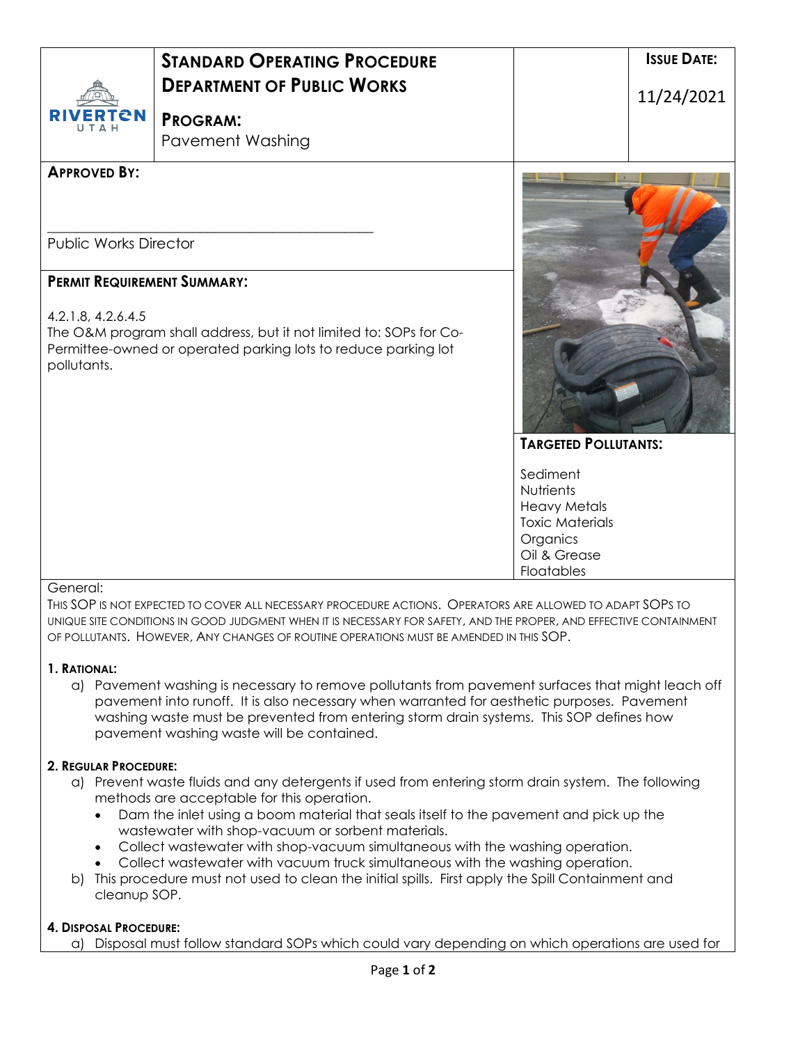| RIVERTON UTAH | **STANDARD OPERATING PROCEDURE** **DEPARTMENT OF PUBLIC WORKS** **PROGRAM:** Pavement Washing | | **ISSUE DATE:** 11/24/2021 |
|---|---|---|---|

**APPROVED BY:**

\_\_\_\_\_\_\_\_\_\_\_\_\_\_\_\_\_\_\_\_\_\_\_\_\_\_\_\_\_\_\_\_\_\_\_\_\_\_\_\_\_\_\_\_

Public Works Director

**PERMIT REQUIREMENT SUMMARY:**

4.2.1.8, 4.2.6.4.5
The O&M program shall address, but it not limited to: SOPs for Co-Permittee-owned or operated parking lots to reduce parking lot pollutants.

**TARGETED POLLUTANTS:**

Sediment
Nutrients
Heavy Metals
Toxic Materials
Organics
Oil & Grease
Floatables

General:
THIS SOP IS NOT EXPECTED TO COVER ALL NECESSARY PROCEDURE ACTIONS. OPERATORS ARE ALLOWED TO ADAPT SOPS TO UNIQUE SITE CONDITIONS IN GOOD JUDGMENT WHEN IT IS NECESSARY FOR SAFETY, AND THE PROPER, AND EFFECTIVE CONTAINMENT OF POLLUTANTS. HOWEVER, ANY CHANGES OF ROUTINE OPERATIONS MUST BE AMENDED IN THIS SOP.

**1. RATIONAL:**

a) Pavement washing is necessary to remove pollutants from pavement surfaces that might leach off pavement into runoff. It is also necessary when warranted for aesthetic purposes. Pavement washing waste must be prevented from entering storm drain systems. This SOP defines how pavement washing waste will be contained.

**2. REGULAR PROCEDURE:**

a) Prevent waste fluids and any detergents if used from entering storm drain system. The following methods are acceptable for this operation.
   - Dam the inlet using a boom material that seals itself to the pavement and pick up the wastewater with shop-vacuum or sorbent materials.
   - Collect wastewater with shop-vacuum simultaneous with the washing operation.
   - Collect wastewater with vacuum truck simultaneous with the washing operation.

b) This procedure must not used to clean the initial spills. First apply the Spill Containment and cleanup SOP.

**4. DISPOSAL PROCEDURE:**

a) Disposal must follow standard SOPs which could vary depending on which operations are used for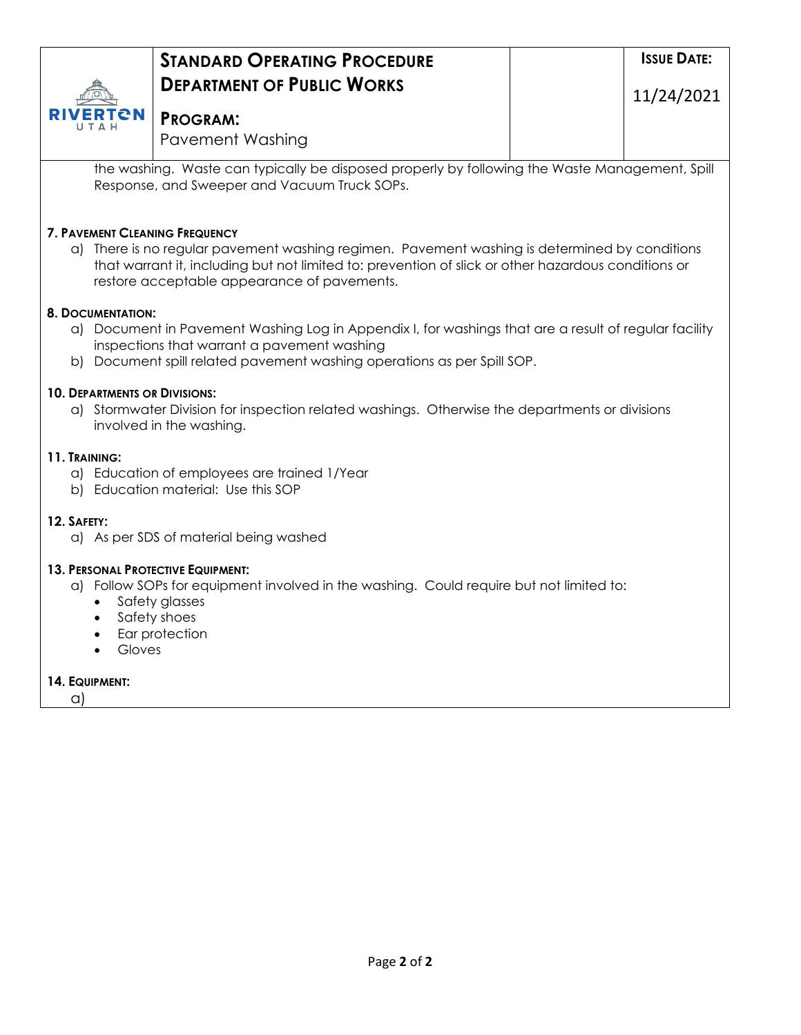the washing. Waste can typically be disposed properly by following the Waste Management, Spill Response, and Sweeper and Vacuum Truck SOPs.

**7. Pavement Cleaning Frequency**

a) There is no regular pavement washing regimen. Pavement washing is determined by conditions that warrant it, including but not limited to: prevention of slick or other hazardous conditions or restore acceptable appearance of pavements.

**8. Documentation:**

a) Document in Pavement Washing Log in Appendix I, for washings that are a result of regular facility inspections that warrant a pavement washing
b) Document spill related pavement washing operations as per Spill SOP.

**10. Departments or Divisions:**

a) Stormwater Division for inspection related washings. Otherwise the departments or divisions involved in the washing.

**11. Training:**

a) Education of employees are trained 1/Year
b) Education material: Use this SOP

**12. Safety:**

a) As per SDS of material being washed

**13. Personal Protective Equipment:**

a) Follow SOPs for equipment involved in the washing. Could require but not limited to:
   - Safety glasses
   - Safety shoes
   - Ear protection
   - Gloves

**14. Equipment:**

a)